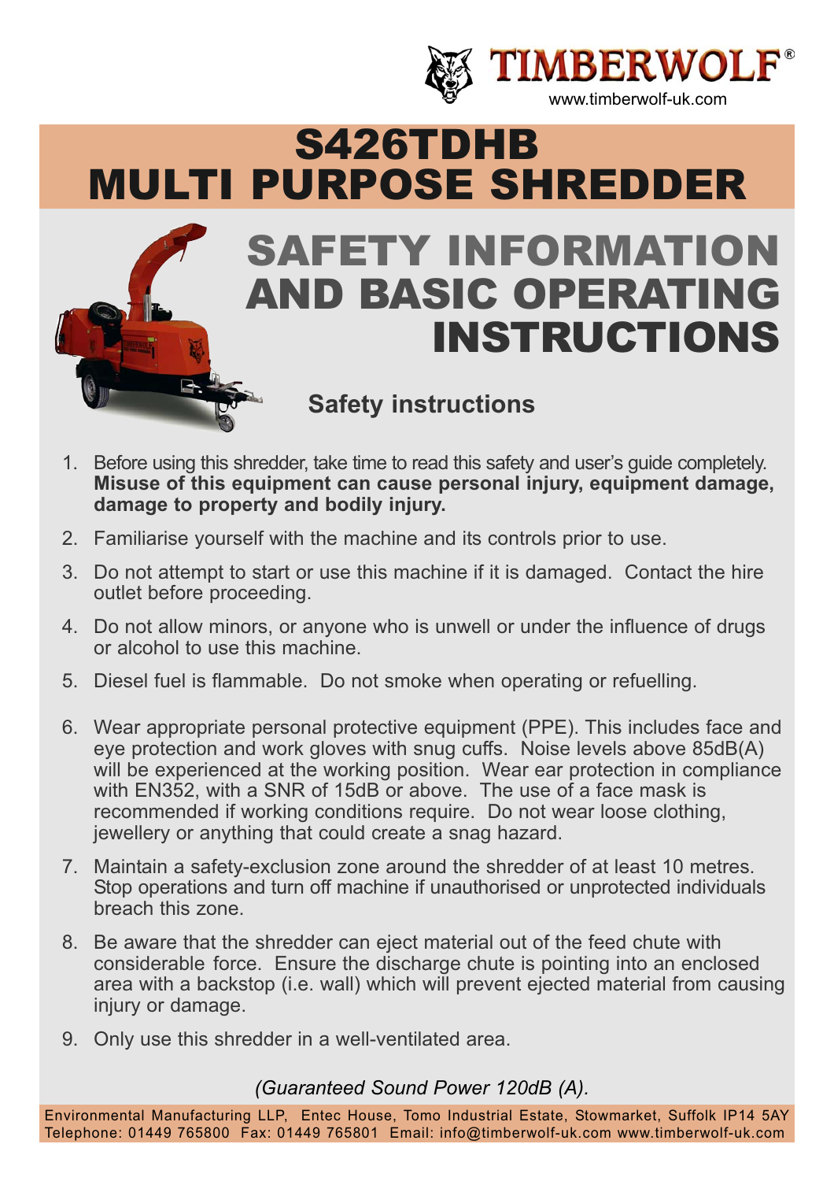TIMBERWOLF®

www.timberwolf-uk.com

# S426TDHB MULTI PURPOSE SHREDDER

# SAFETY INFORMATION AND BASIC OPERATING INSTRUCTIONS

## Safety instructions

1. Before using this shredder, take time to read this safety and user's guide completely. **Misuse of this equipment can cause personal injury, equipment damage, damage to property and bodily injury.**
2. Familiarise yourself with the machine and its controls prior to use.
3. Do not attempt to start or use this machine if it is damaged. Contact the hire outlet before proceeding.
4. Do not allow minors, or anyone who is unwell or under the influence of drugs or alcohol to use this machine.
5. Diesel fuel is flammable. Do not smoke when operating or refuelling.
6. Wear appropriate personal protective equipment (PPE). This includes face and eye protection and work gloves with snug cuffs. Noise levels above 85dB(A) will be experienced at the working position. Wear ear protection in compliance with EN352, with a SNR of 15dB or above. The use of a face mask is recommended if working conditions require. Do not wear loose clothing, jewellery or anything that could create a snag hazard.
7. Maintain a safety-exclusion zone around the shredder of at least 10 metres. Stop operations and turn off machine if unauthorised or unprotected individuals breach this zone.
8. Be aware that the shredder can eject material out of the feed chute with considerable force. Ensure the discharge chute is pointing into an enclosed area with a backstop (i.e. wall) which will prevent ejected material from causing injury or damage.
9. Only use this shredder in a well-ventilated area.

*(Guaranteed Sound Power 120dB (A).*

Environmental Manufacturing LLP, Entec House, Tomo Industrial Estate, Stowmarket, Suffolk IP14 5AY
Telephone: 01449 765800 Fax: 01449 765801 Email: info@timberwolf-uk.com www.timberwolf-uk.com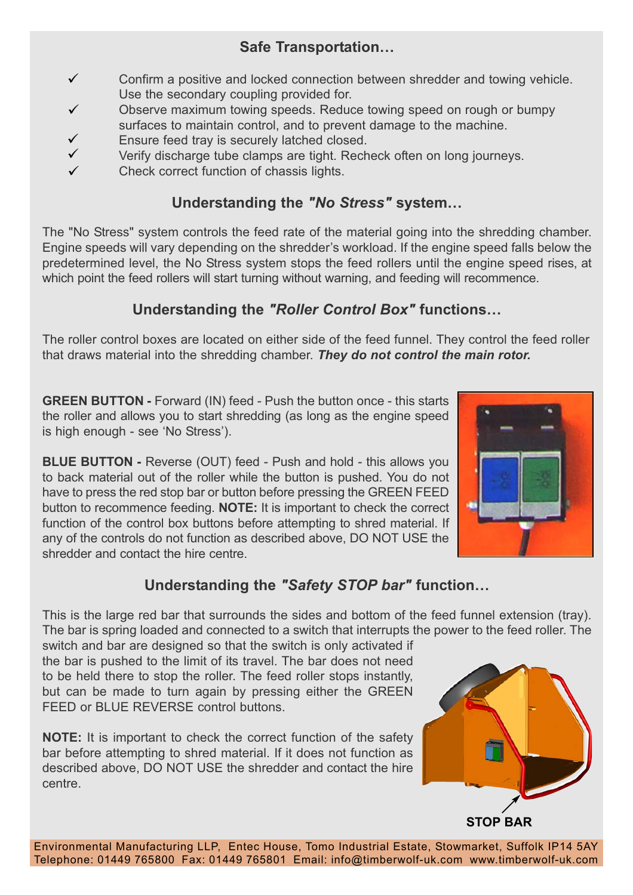## Safe Transportation…

- ✓ Confirm a positive and locked connection between shredder and towing vehicle. Use the secondary coupling provided for.
- ✓ Observe maximum towing speeds. Reduce towing speed on rough or bumpy surfaces to maintain control, and to prevent damage to the machine.
- ✓ Ensure feed tray is securely latched closed.
- ✓ Verify discharge tube clamps are tight. Recheck often on long journeys.
- ✓ Check correct function of chassis lights.

## Understanding the *"No Stress"* system…

The "No Stress" system controls the feed rate of the material going into the shredding chamber. Engine speeds will vary depending on the shredder's workload. If the engine speed falls below the predetermined level, the No Stress system stops the feed rollers until the engine speed rises, at which point the feed rollers will start turning without warning, and feeding will recommence.

## Understanding the *"Roller Control Box"* functions…

The roller control boxes are located on either side of the feed funnel. They control the feed roller that draws material into the shredding chamber. ***They do not control the main rotor.***

**GREEN BUTTON -** Forward (IN) feed - Push the button once - this starts the roller and allows you to start shredding (as long as the engine speed is high enough - see 'No Stress').

**BLUE BUTTON -** Reverse (OUT) feed - Push and hold - this allows you to back material out of the roller while the button is pushed. You do not have to press the red stop bar or button before pressing the GREEN FEED button to recommence feeding. **NOTE:** It is important to check the correct function of the control box buttons before attempting to shred material. If any of the controls do not function as described above, DO NOT USE the shredder and contact the hire centre.

## Understanding the *"Safety STOP bar"* function…

This is the large red bar that surrounds the sides and bottom of the feed funnel extension (tray). The bar is spring loaded and connected to a switch that interrupts the power to the feed roller. The switch and bar are designed so that the switch is only activated if the bar is pushed to the limit of its travel. The bar does not need to be held there to stop the roller. The feed roller stops instantly, but can be made to turn again by pressing either the GREEN FEED or BLUE REVERSE control buttons.

**NOTE:** It is important to check the correct function of the safety bar before attempting to shred material. If it does not function as described above, DO NOT USE the shredder and contact the hire centre.

**STOP BAR**

Environmental Manufacturing LLP, Entec House, Tomo Industrial Estate, Stowmarket, Suffolk IP14 5AY
Telephone: 01449 765800 Fax: 01449 765801 Email: info@timberwolf-uk.com www.timberwolf-uk.com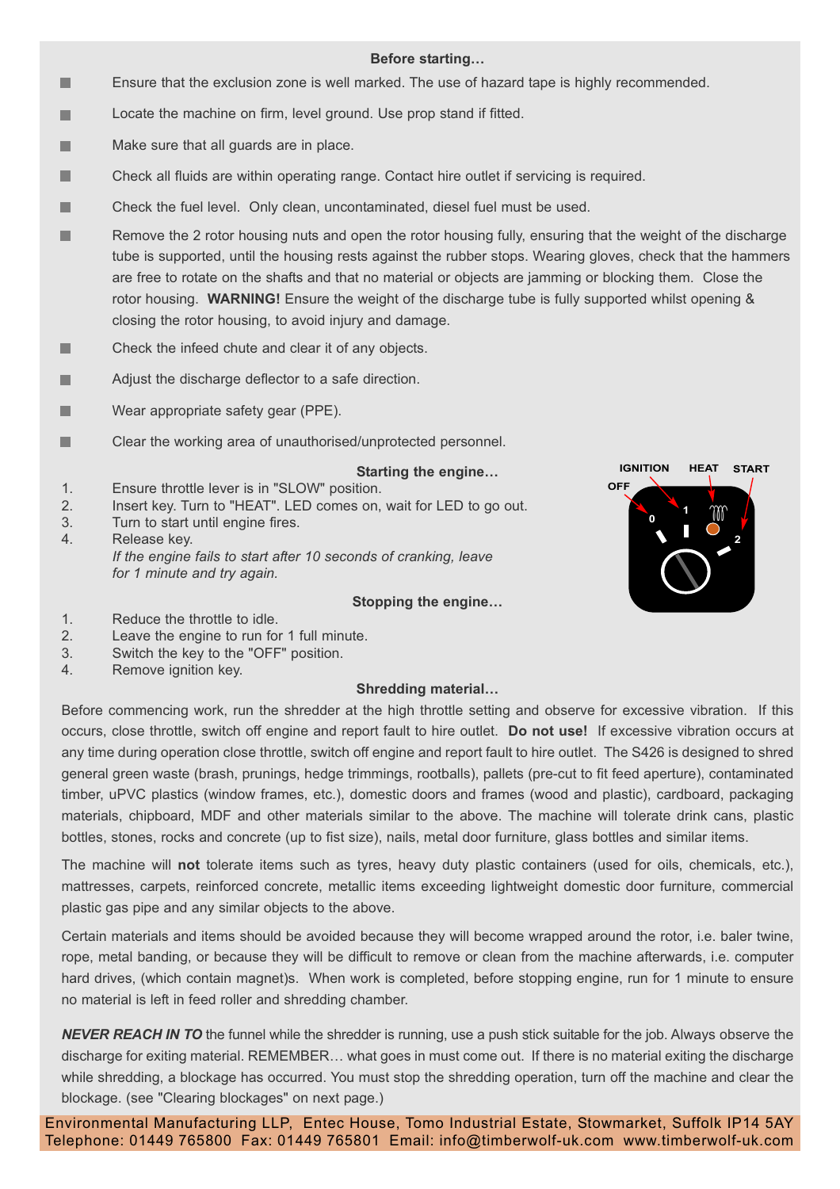## Before starting…

- Ensure that the exclusion zone is well marked. The use of hazard tape is highly recommended.
- Locate the machine on firm, level ground. Use prop stand if fitted.
- Make sure that all guards are in place.
- Check all fluids are within operating range. Contact hire outlet if servicing is required.
- Check the fuel level. Only clean, uncontaminated, diesel fuel must be used.
- Remove the 2 rotor housing nuts and open the rotor housing fully, ensuring that the weight of the discharge tube is supported, until the housing rests against the rubber stops. Wearing gloves, check that the hammers are free to rotate on the shafts and that no material or objects are jamming or blocking them. Close the rotor housing. **WARNING!** Ensure the weight of the discharge tube is fully supported whilst opening & closing the rotor housing, to avoid injury and damage.
- Check the infeed chute and clear it of any objects.
- Adjust the discharge deflector to a safe direction.
- Wear appropriate safety gear (PPE).
- Clear the working area of unauthorised/unprotected personnel.

## Starting the engine…

1. Ensure throttle lever is in "SLOW" position.
2. Insert key. Turn to "HEAT". LED comes on, wait for LED to go out.
3. Turn to start until engine fires.
4. Release key.
   *If the engine fails to start after 10 seconds of cranking, leave for 1 minute and try again.*

IGNITION HEAT START OFF 0 1 2

## Stopping the engine…

1. Reduce the throttle to idle.
2. Leave the engine to run for 1 full minute.
3. Switch the key to the "OFF" position.
4. Remove ignition key.

## Shredding material…

Before commencing work, run the shredder at the high throttle setting and observe for excessive vibration. If this occurs, close throttle, switch off engine and report fault to hire outlet. **Do not use!** If excessive vibration occurs at any time during operation close throttle, switch off engine and report fault to hire outlet. The S426 is designed to shred general green waste (brash, prunings, hedge trimmings, rootballs), pallets (pre-cut to fit feed aperture), contaminated timber, uPVC plastics (window frames, etc.), domestic doors and frames (wood and plastic), cardboard, packaging materials, chipboard, MDF and other materials similar to the above. The machine will tolerate drink cans, plastic bottles, stones, rocks and concrete (up to fist size), nails, metal door furniture, glass bottles and similar items.

The machine will **not** tolerate items such as tyres, heavy duty plastic containers (used for oils, chemicals, etc.), mattresses, carpets, reinforced concrete, metallic items exceeding lightweight domestic door furniture, commercial plastic gas pipe and any similar objects to the above.

Certain materials and items should be avoided because they will become wrapped around the rotor, i.e. baler twine, rope, metal banding, or because they will be difficult to remove or clean from the machine afterwards, i.e. computer hard drives, (which contain magnet)s. When work is completed, before stopping engine, run for 1 minute to ensure no material is left in feed roller and shredding chamber.

***NEVER REACH IN TO*** the funnel while the shredder is running, use a push stick suitable for the job. Always observe the discharge for exiting material. REMEMBER… what goes in must come out. If there is no material exiting the discharge while shredding, a blockage has occurred. You must stop the shredding operation, turn off the machine and clear the blockage. (see "Clearing blockages" on next page.)

Environmental Manufacturing LLP, Entec House, Tomo Industrial Estate, Stowmarket, Suffolk IP14 5AY
Telephone: 01449 765800 Fax: 01449 765801 Email: info@timberwolf-uk.com www.timberwolf-uk.com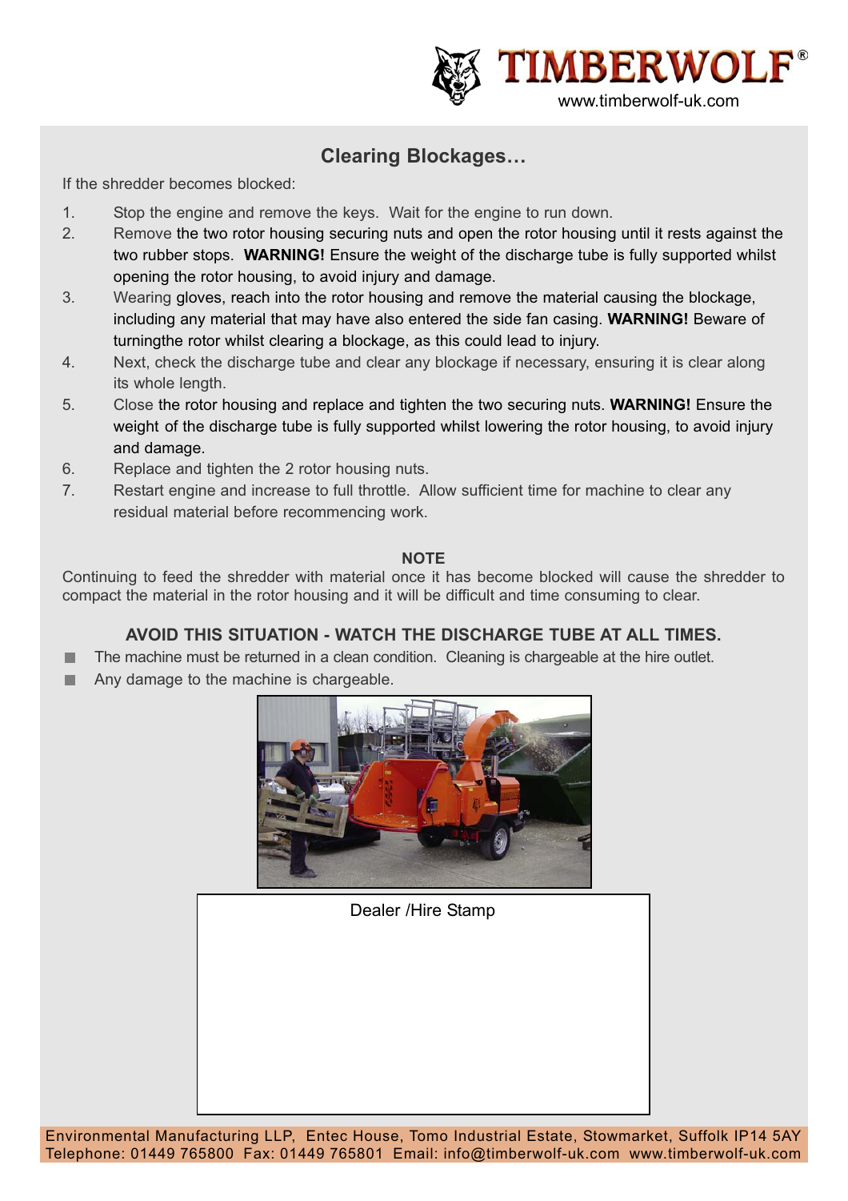## Clearing Blockages…

If the shredder becomes blocked:

1. Stop the engine and remove the keys. Wait for the engine to run down.
2. Remove the two rotor housing securing nuts and open the rotor housing until it rests against the two rubber stops. **WARNING!** Ensure the weight of the discharge tube is fully supported whilst opening the rotor housing, to avoid injury and damage.
3. Wearing gloves, reach into the rotor housing and remove the material causing the blockage, including any material that may have also entered the side fan casing. **WARNING!** Beware of turningthe rotor whilst clearing a blockage, as this could lead to injury.
4. Next, check the discharge tube and clear any blockage if necessary, ensuring it is clear along its whole length.
5. Close the rotor housing and replace and tighten the two securing nuts. **WARNING!** Ensure the weight of the discharge tube is fully supported whilst lowering the rotor housing, to avoid injury and damage.
6. Replace and tighten the 2 rotor housing nuts.
7. Restart engine and increase to full throttle. Allow sufficient time for machine to clear any residual material before recommencing work.

**NOTE**

Continuing to feed the shredder with material once it has become blocked will cause the shredder to compact the material in the rotor housing and it will be difficult and time consuming to clear.

**AVOID THIS SITUATION - WATCH THE DISCHARGE TUBE AT ALL TIMES.**

- The machine must be returned in a clean condition. Cleaning is chargeable at the hire outlet.
- Any damage to the machine is chargeable.

Dealer /Hire Stamp

Environmental Manufacturing LLP, Entec House, Tomo Industrial Estate, Stowmarket, Suffolk IP14 5AY
Telephone: 01449 765800 Fax: 01449 765801 Email: info@timberwolf-uk.com www.timberwolf-uk.com